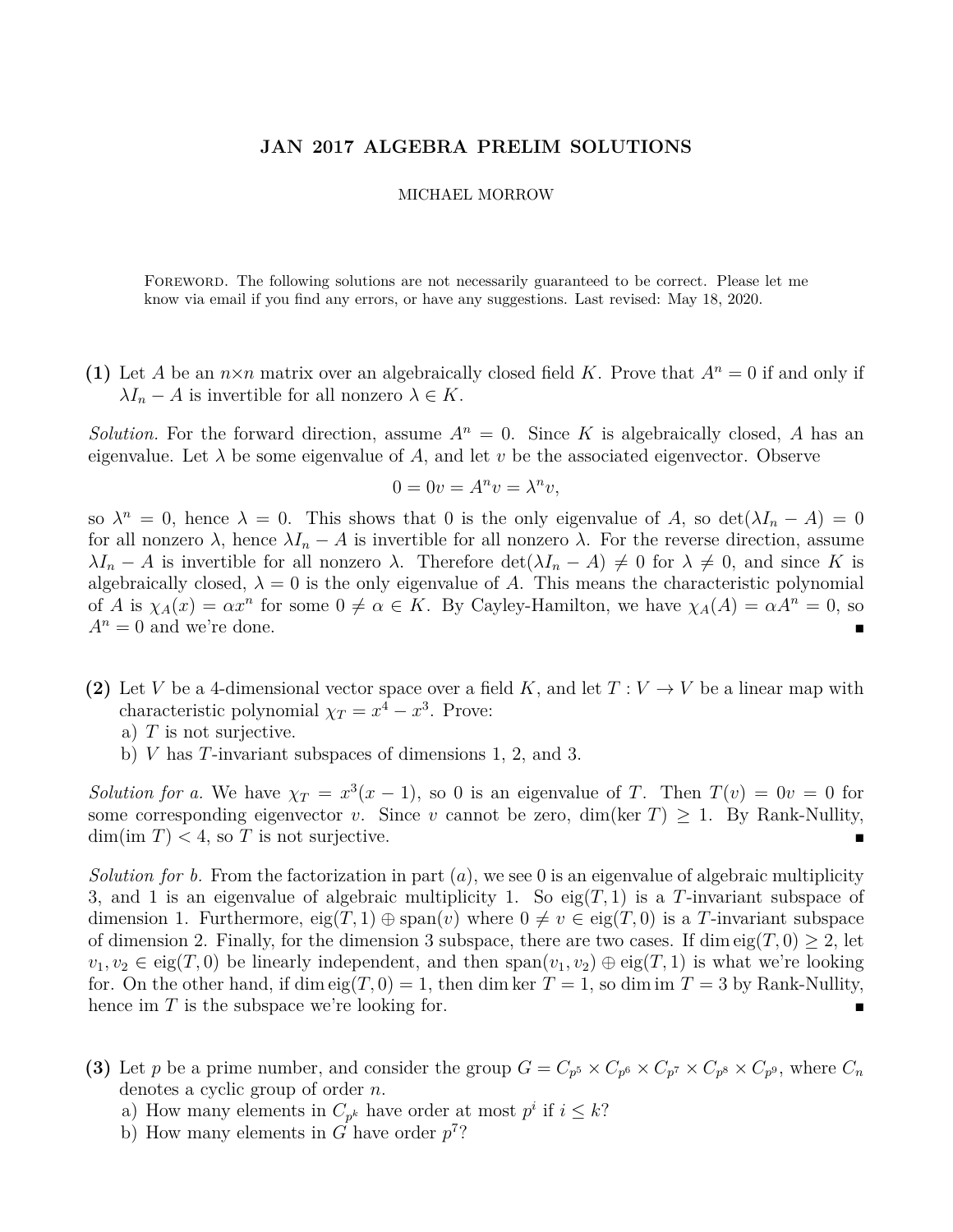# JAN 2017 ALGEBRA PRELIM SOLUTIONS

MICHAEL MORROW

Foreword. The following solutions are not necessarily guaranteed to be correct. Please let me know via email if you find any errors, or have any suggestions. Last revised: May 18, 2020.

**(1)** Let $A$ be an $n \times n$ matrix over an algebraically closed field $K$. Prove that $A^n = 0$ if and only if $\lambda I_n - A$ is invertible for all nonzero $\lambda \in K$.

*Solution.* For the forward direction, assume $A^n = 0$. Since $K$ is algebraically closed, $A$ has an eigenvalue. Let $\lambda$ be some eigenvalue of $A$, and let $v$ be the associated eigenvector. Observe

$$0 = 0v = A^n v = \lambda^n v,$$

so $\lambda^n = 0$, hence $\lambda = 0$. This shows that 0 is the only eigenvalue of $A$, so $\det(\lambda I_n - A) = 0$ for all nonzero $\lambda$, hence $\lambda I_n - A$ is invertible for all nonzero $\lambda$. For the reverse direction, assume $\lambda I_n - A$ is invertible for all nonzero $\lambda$. Therefore $\det(\lambda I_n - A) \neq 0$ for $\lambda \neq 0$, and since $K$ is algebraically closed, $\lambda = 0$ is the only eigenvalue of $A$. This means the characteristic polynomial of $A$ is $\chi_A(x) = \alpha x^n$ for some $0 \neq \alpha \in K$. By Cayley-Hamilton, we have $\chi_A(A) = \alpha A^n = 0$, so $A^n = 0$ and we're done. ∎

**(2)** Let $V$ be a 4-dimensional vector space over a field $K$, and let $T : V \to V$ be a linear map with characteristic polynomial $\chi_T = x^4 - x^3$. Prove:

a) $T$ is not surjective.

b) $V$ has $T$-invariant subspaces of dimensions 1, 2, and 3.

*Solution for a.* We have $\chi_T = x^3(x-1)$, so 0 is an eigenvalue of $T$. Then $T(v) = 0v = 0$ for some corresponding eigenvector $v$. Since $v$ cannot be zero, $\dim(\ker T) \geq 1$. By Rank-Nullity, $\dim(\text{im } T) < 4$, so $T$ is not surjective. ∎

*Solution for b.* From the factorization in part (*a*), we see 0 is an eigenvalue of algebraic multiplicity 3, and 1 is an eigenvalue of algebraic multiplicity 1. So $\text{eig}(T, 1)$ is a $T$-invariant subspace of dimension 1. Furthermore, $\text{eig}(T, 1) \oplus \text{span}(v)$ where $0 \neq v \in \text{eig}(T, 0)$ is a $T$-invariant subspace of dimension 2. Finally, for the dimension 3 subspace, there are two cases. If $\dim \text{eig}(T, 0) \geq 2$, let $v_1, v_2 \in \text{eig}(T, 0)$ be linearly independent, and then $\text{span}(v_1, v_2) \oplus \text{eig}(T, 1)$ is what we're looking for. On the other hand, if $\dim \text{eig}(T, 0) = 1$, then $\dim \ker T = 1$, so $\dim \text{im } T = 3$ by Rank-Nullity, hence $\text{im } T$ is the subspace we're looking for. ∎

**(3)** Let $p$ be a prime number, and consider the group $G = C_{p^5} \times C_{p^6} \times C_{p^7} \times C_{p^8} \times C_{p^9}$, where $C_n$ denotes a cyclic group of order $n$.

a) How many elements in $C_{p^k}$ have order at most $p^i$ if $i \leq k$?

b) How many elements in $G$ have order $p^7$?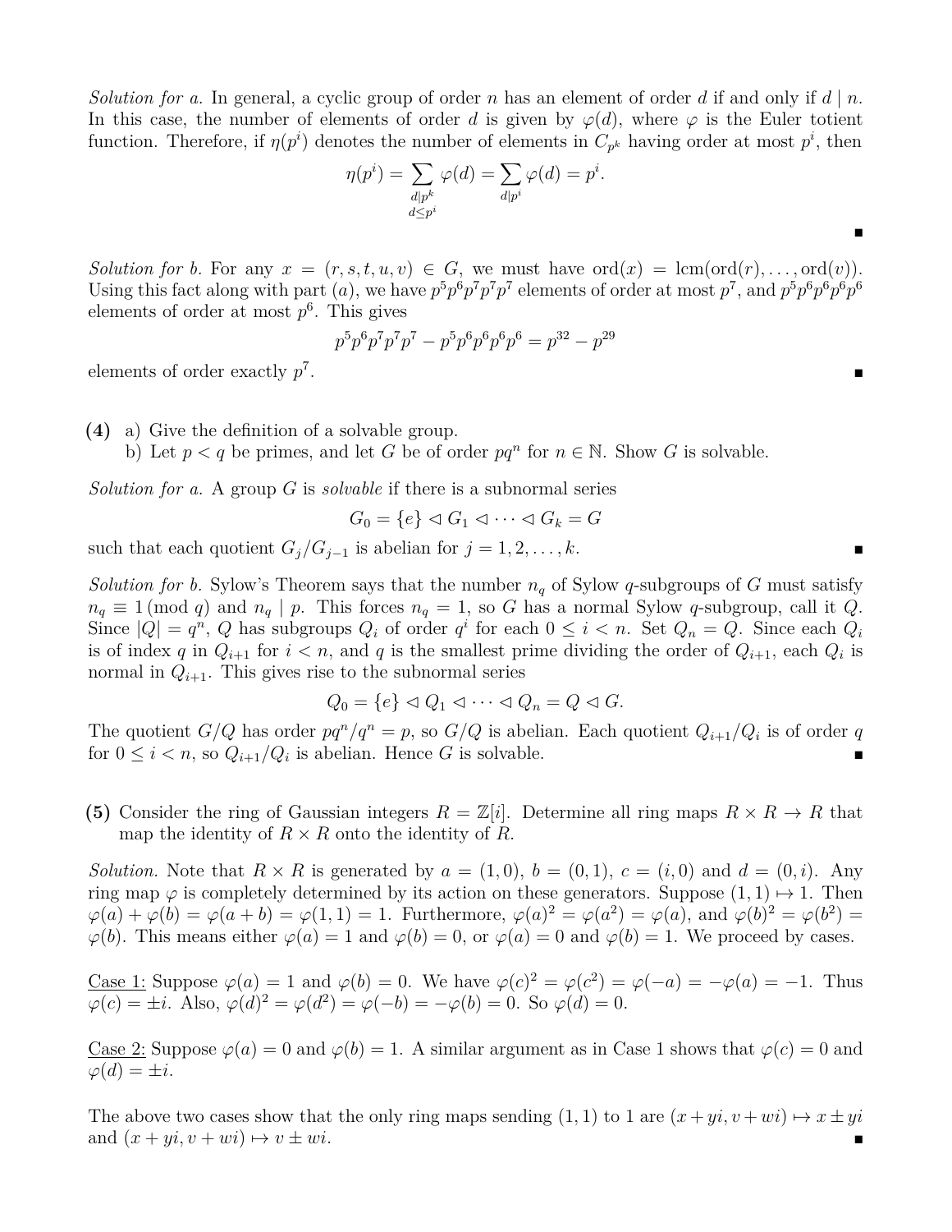*Solution for a.* In general, a cyclic group of order $n$ has an element of order $d$ if and only if $d \mid n$. In this case, the number of elements of order $d$ is given by $\varphi(d)$, where $\varphi$ is the Euler totient function. Therefore, if $\eta(p^i)$ denotes the number of elements in $C_{p^k}$ having order at most $p^i$, then

$$\eta(p^i) = \sum_{\substack{d \mid p^k \\ d \leq p^i}} \varphi(d) = \sum_{d \mid p^i} \varphi(d) = p^i.$$

■

*Solution for b.* For any $x = (r, s, t, u, v) \in G$, we must have $\text{ord}(x) = \text{lcm}(\text{ord}(r), \dots, \text{ord}(v))$. Using this fact along with part $(a)$, we have $p^5p^6p^7p^7p^7$ elements of order at most $p^7$, and $p^5p^6p^6p^6p^6$ elements of order at most $p^6$. This gives

$$p^5p^6p^7p^7p^7 - p^5p^6p^6p^6p^6 = p^{32} - p^{29}$$

elements of order exactly $p^7$. ■

**(4)** a) Give the definition of a solvable group.
b) Let $p < q$ be primes, and let $G$ be of order $pq^n$ for $n \in \mathbb{N}$. Show $G$ is solvable.

*Solution for a.* A group $G$ is *solvable* if there is a subnormal series

$$G_0 = \{e\} \lhd G_1 \lhd \cdots \lhd G_k = G$$

such that each quotient $G_j/G_{j-1}$ is abelian for $j = 1, 2, \dots, k$. ■

*Solution for b.* Sylow's Theorem says that the number $n_q$ of Sylow $q$-subgroups of $G$ must satisfy $n_q \equiv 1 \pmod{q}$ and $n_q \mid p$. This forces $n_q = 1$, so $G$ has a normal Sylow $q$-subgroup, call it $Q$. Since $|Q| = q^n$, $Q$ has subgroups $Q_i$ of order $q^i$ for each $0 \leq i < n$. Set $Q_n = Q$. Since each $Q_i$ is of index $q$ in $Q_{i+1}$ for $i < n$, and $q$ is the smallest prime dividing the order of $Q_{i+1}$, each $Q_i$ is normal in $Q_{i+1}$. This gives rise to the subnormal series

$$Q_0 = \{e\} \lhd Q_1 \lhd \cdots \lhd Q_n = Q \lhd G.$$

The quotient $G/Q$ has order $pq^n/q^n = p$, so $G/Q$ is abelian. Each quotient $Q_{i+1}/Q_i$ is of order $q$ for $0 \leq i < n$, so $Q_{i+1}/Q_i$ is abelian. Hence $G$ is solvable. ■

**(5)** Consider the ring of Gaussian integers $R = \mathbb{Z}[i]$. Determine all ring maps $R \times R \to R$ that map the identity of $R \times R$ onto the identity of $R$.

*Solution.* Note that $R \times R$ is generated by $a = (1, 0)$, $b = (0, 1)$, $c = (i, 0)$ and $d = (0, i)$. Any ring map $\varphi$ is completely determined by its action on these generators. Suppose $(1, 1) \mapsto 1$. Then $\varphi(a) + \varphi(b) = \varphi(a + b) = \varphi(1, 1) = 1$. Furthermore, $\varphi(a)^2 = \varphi(a^2) = \varphi(a)$, and $\varphi(b)^2 = \varphi(b^2) = \varphi(b)$. This means either $\varphi(a) = 1$ and $\varphi(b) = 0$, or $\varphi(a) = 0$ and $\varphi(b) = 1$. We proceed by cases.

<u>Case 1:</u> Suppose $\varphi(a) = 1$ and $\varphi(b) = 0$. We have $\varphi(c)^2 = \varphi(c^2) = \varphi(-a) = -\varphi(a) = -1$. Thus $\varphi(c) = \pm i$. Also, $\varphi(d)^2 = \varphi(d^2) = \varphi(-b) = -\varphi(b) = 0$. So $\varphi(d) = 0$.

<u>Case 2:</u> Suppose $\varphi(a) = 0$ and $\varphi(b) = 1$. A similar argument as in Case 1 shows that $\varphi(c) = 0$ and $\varphi(d) = \pm i$.

The above two cases show that the only ring maps sending $(1, 1)$ to $1$ are $(x + yi, v + wi) \mapsto x \pm yi$ and $(x + yi, v + wi) \mapsto v \pm wi$. ■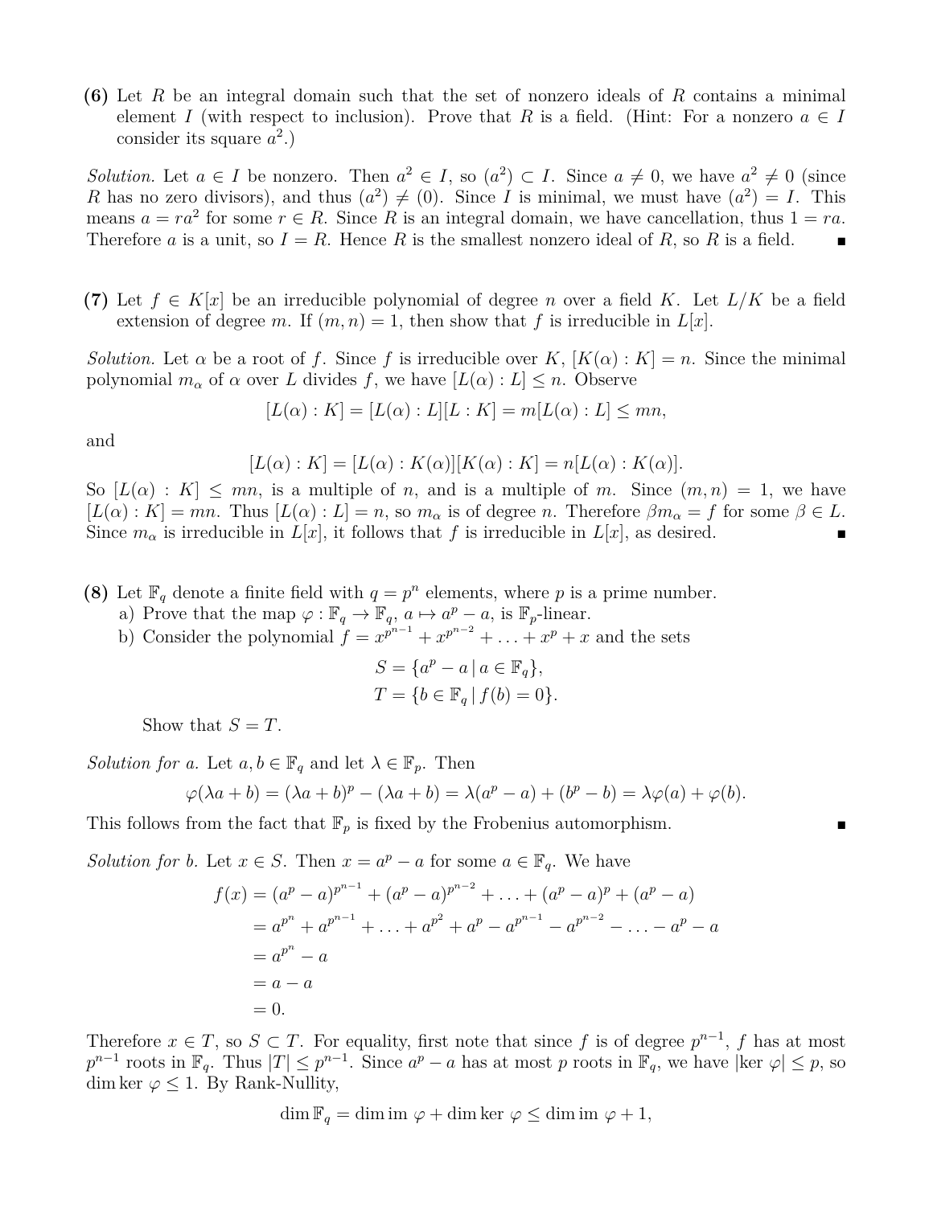**(6)** Let $R$ be an integral domain such that the set of nonzero ideals of $R$ contains a minimal element $I$ (with respect to inclusion). Prove that $R$ is a field. (Hint: For a nonzero $a \in I$ consider its square $a^2$.)

*Solution.* Let $a \in I$ be nonzero. Then $a^2 \in I$, so $(a^2) \subset I$. Since $a \neq 0$, we have $a^2 \neq 0$ (since $R$ has no zero divisors), and thus $(a^2) \neq (0)$. Since $I$ is minimal, we must have $(a^2) = I$. This means $a = ra^2$ for some $r \in R$. Since $R$ is an integral domain, we have cancellation, thus $1 = ra$. Therefore $a$ is a unit, so $I = R$. Hence $R$ is the smallest nonzero ideal of $R$, so $R$ is a field. ∎

**(7)** Let $f \in K[x]$ be an irreducible polynomial of degree $n$ over a field $K$. Let $L/K$ be a field extension of degree $m$. If $(m, n) = 1$, then show that $f$ is irreducible in $L[x]$.

*Solution.* Let $\alpha$ be a root of $f$. Since $f$ is irreducible over $K$, $[K(\alpha) : K] = n$. Since the minimal polynomial $m_\alpha$ of $\alpha$ over $L$ divides $f$, we have $[L(\alpha) : L] \leq n$. Observe

$$[L(\alpha) : K] = [L(\alpha) : L][L : K] = m[L(\alpha) : L] \leq mn,$$

and

$$[L(\alpha) : K] = [L(\alpha) : K(\alpha)][K(\alpha) : K] = n[L(\alpha) : K(\alpha)].$$

So $[L(\alpha) : K] \leq mn$, is a multiple of $n$, and is a multiple of $m$. Since $(m, n) = 1$, we have $[L(\alpha) : K] = mn$. Thus $[L(\alpha) : L] = n$, so $m_\alpha$ is of degree $n$. Therefore $\beta m_\alpha = f$ for some $\beta \in L$. Since $m_\alpha$ is irreducible in $L[x]$, it follows that $f$ is irreducible in $L[x]$, as desired. ∎

**(8)** Let $\mathbb{F}_q$ denote a finite field with $q = p^n$ elements, where $p$ is a prime number.

a) Prove that the map $\varphi : \mathbb{F}_q \to \mathbb{F}_q$, $a \mapsto a^p - a$, is $\mathbb{F}_p$-linear.

b) Consider the polynomial $f = x^{p^{n-1}} + x^{p^{n-2}} + \ldots + x^p + x$ and the sets

$$S = \{a^p - a \mid a \in \mathbb{F}_q\},$$
$$T = \{b \in \mathbb{F}_q \mid f(b) = 0\}.$$

Show that $S = T$.

*Solution for a.* Let $a, b \in \mathbb{F}_q$ and let $\lambda \in \mathbb{F}_p$. Then

$$\varphi(\lambda a + b) = (\lambda a + b)^p - (\lambda a + b) = \lambda(a^p - a) + (b^p - b) = \lambda\varphi(a) + \varphi(b).$$

This follows from the fact that $\mathbb{F}_p$ is fixed by the Frobenius automorphism. ∎

*Solution for b.* Let $x \in S$. Then $x = a^p - a$ for some $a \in \mathbb{F}_q$. We have

$$\begin{aligned}
f(x) &= (a^p - a)^{p^{n-1}} + (a^p - a)^{p^{n-2}} + \ldots + (a^p - a)^p + (a^p - a) \\
&= a^{p^n} + a^{p^{n-1}} + \ldots + a^{p^2} + a^p - a^{p^{n-1}} - a^{p^{n-2}} - \ldots - a^p - a \\
&= a^{p^n} - a \\
&= a - a \\
&= 0.
\end{aligned}$$

Therefore $x \in T$, so $S \subset T$. For equality, first note that since $f$ is of degree $p^{n-1}$, $f$ has at most $p^{n-1}$ roots in $\mathbb{F}_q$. Thus $|T| \leq p^{n-1}$. Since $a^p - a$ has at most $p$ roots in $\mathbb{F}_q$, we have $|\ker \varphi| \leq p$, so $\dim \ker \varphi \leq 1$. By Rank-Nullity,

$$\dim \mathbb{F}_q = \dim \operatorname{im} \varphi + \dim \ker \varphi \leq \dim \operatorname{im} \varphi + 1,$$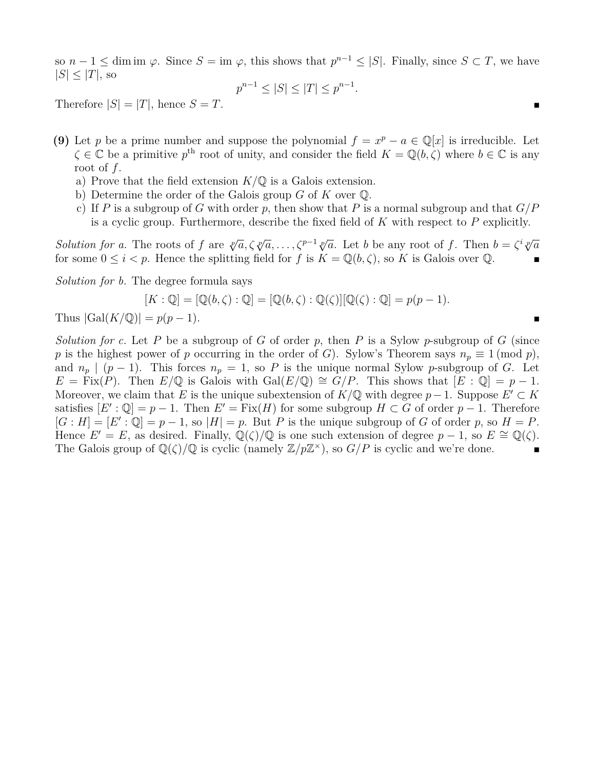so $n - 1 \leq \dim \operatorname{im} \varphi$. Since $S = \operatorname{im} \varphi$, this shows that $p^{n-1} \leq |S|$. Finally, since $S \subset T$, we have $|S| \leq |T|$, so

$$p^{n-1} \leq |S| \leq |T| \leq p^{n-1}.$$

Therefore $|S| = |T|$, hence $S = T$. ∎

**(9)** Let $p$ be a prime number and suppose the polynomial $f = x^p - a \in \mathbb{Q}[x]$ is irreducible. Let $\zeta \in \mathbb{C}$ be a primitive $p^{\text{th}}$ root of unity, and consider the field $K = \mathbb{Q}(b, \zeta)$ where $b \in \mathbb{C}$ is any root of $f$.

a) Prove that the field extension $K/\mathbb{Q}$ is a Galois extension.
b) Determine the order of the Galois group $G$ of $K$ over $\mathbb{Q}$.
c) If $P$ is a subgroup of $G$ with order $p$, then show that $P$ is a normal subgroup and that $G/P$ is a cyclic group. Furthermore, describe the fixed field of $K$ with respect to $P$ explicitly.

*Solution for a.* The roots of $f$ are $\sqrt[p]{a}, \zeta\sqrt[p]{a}, \ldots, \zeta^{p-1}\sqrt[p]{a}$. Let $b$ be any root of $f$. Then $b = \zeta^i \sqrt[p]{a}$ for some $0 \leq i < p$. Hence the splitting field for $f$ is $K = \mathbb{Q}(b, \zeta)$, so $K$ is Galois over $\mathbb{Q}$. ∎

*Solution for b.* The degree formula says

$$[K : \mathbb{Q}] = [\mathbb{Q}(b, \zeta) : \mathbb{Q}] = [\mathbb{Q}(b, \zeta) : \mathbb{Q}(\zeta)][\mathbb{Q}(\zeta) : \mathbb{Q}] = p(p-1).$$

Thus $|\text{Gal}(K/\mathbb{Q})| = p(p-1)$. ∎

*Solution for c.* Let $P$ be a subgroup of $G$ of order $p$, then $P$ is a Sylow $p$-subgroup of $G$ (since $p$ is the highest power of $p$ occurring in the order of $G$). Sylow's Theorem says $n_p \equiv 1 \, (\text{mod } p)$, and $n_p \mid (p-1)$. This forces $n_p = 1$, so $P$ is the unique normal Sylow $p$-subgroup of $G$. Let $E = \text{Fix}(P)$. Then $E/\mathbb{Q}$ is Galois with $\text{Gal}(E/\mathbb{Q}) \cong G/P$. This shows that $[E : \mathbb{Q}] = p - 1$. Moreover, we claim that $E$ is the unique subextension of $K/\mathbb{Q}$ with degree $p-1$. Suppose $E' \subset K$ satisfies $[E' : \mathbb{Q}] = p - 1$. Then $E' = \text{Fix}(H)$ for some subgroup $H \subset G$ of order $p - 1$. Therefore $[G : H] = [E' : \mathbb{Q}] = p - 1$, so $|H| = p$. But $P$ is the unique subgroup of $G$ of order $p$, so $H = P$. Hence $E' = E$, as desired. Finally, $\mathbb{Q}(\zeta)/\mathbb{Q}$ is one such extension of degree $p - 1$, so $E \cong \mathbb{Q}(\zeta)$. The Galois group of $\mathbb{Q}(\zeta)/\mathbb{Q}$ is cyclic (namely $\mathbb{Z}/p\mathbb{Z}^\times$), so $G/P$ is cyclic and we're done. ∎